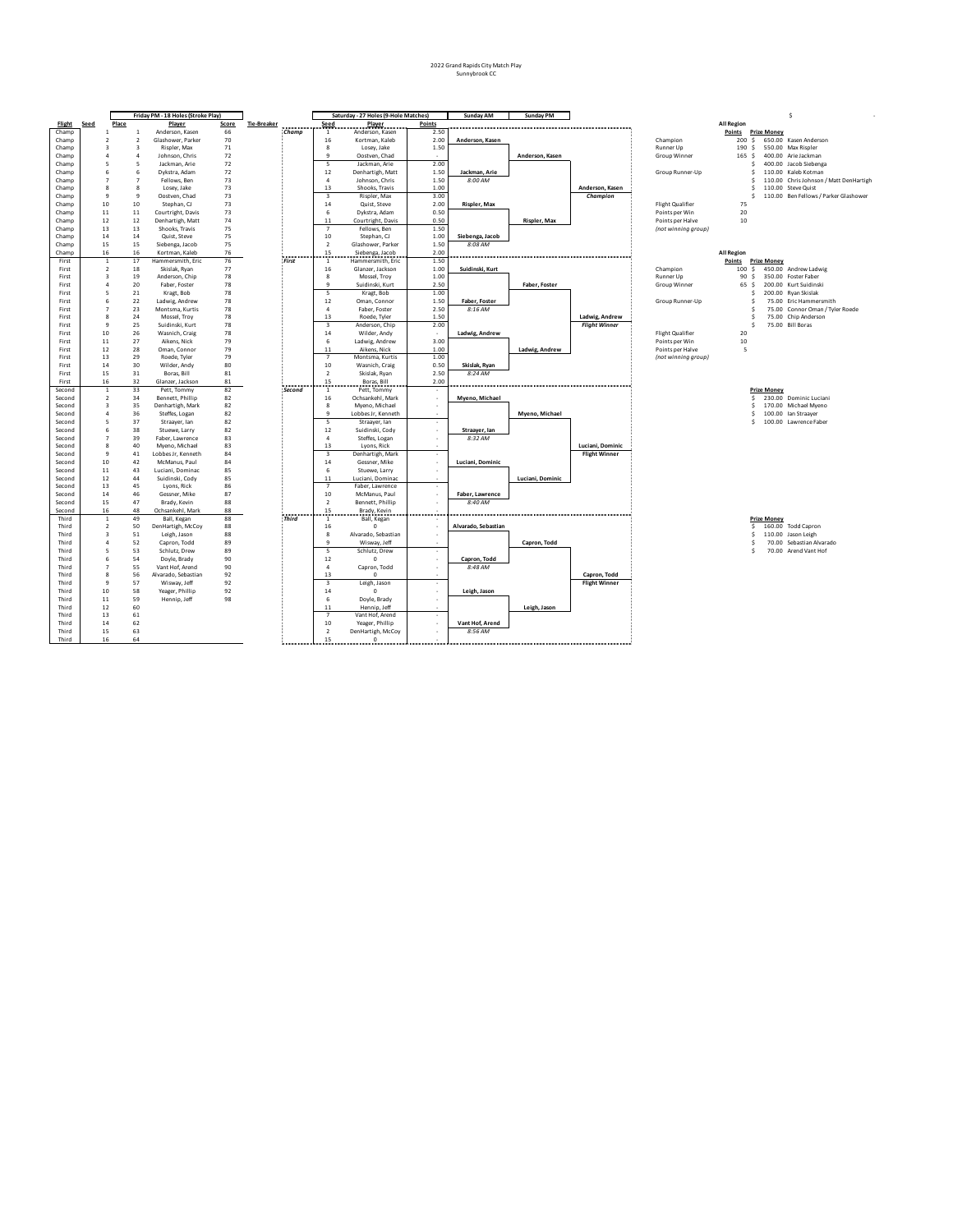# 2022 Grand Rapids City Match Play

Sunnybrook CC

## Friday PM - 18 Holes (Stroke Play)

| Flight | Seed | Place | Player | Score | Tie-Breaker |
|---|---|---|---|---|---|
| Champ | 1 | 1 | Anderson, Kasen | 66 | |
| Champ | 2 | 2 | Glashower, Parker | 70 | |
| Champ | 3 | 3 | Rispler, Max | 71 | |
| Champ | 4 | 4 | Johnson, Chris | 72 | |
| Champ | 5 | 5 | Jackman, Arie | 72 | |
| Champ | 6 | 6 | Dykstra, Adam | 72 | |
| Champ | 7 | 7 | Fellows, Ben | 73 | |
| Champ | 8 | 8 | Losey, Jake | 73 | |
| Champ | 9 | 9 | Oostven, Chad | 73 | |
| Champ | 10 | 10 | Stephan, CJ | 73 | |
| Champ | 11 | 11 | Courtright, Davis | 73 | |
| Champ | 12 | 12 | Denhartigh, Matt | 74 | |
| Champ | 13 | 13 | Shooks, Travis | 75 | |
| Champ | 14 | 14 | Quist, Steve | 75 | |
| Champ | 15 | 15 | Siebenga, Jacob | 75 | |
| Champ | 16 | 16 | Kortman, Kaleb | 76 | |
| First | 1 | 17 | Hammersmith, Eric | 76 | |
| First | 2 | 18 | Skislak, Ryan | 77 | |
| First | 3 | 19 | Anderson, Chip | 78 | |
| First | 4 | 20 | Faber, Foster | 78 | |
| First | 5 | 21 | Kragt, Bob | 78 | |
| First | 6 | 22 | Ladwig, Andrew | 78 | |
| First | 7 | 23 | Montsma, Kurtis | 78 | |
| First | 8 | 24 | Mossel, Troy | 78 | |
| First | 9 | 25 | Suidinski, Kurt | 78 | |
| First | 10 | 26 | Wasnich, Craig | 78 | |
| First | 11 | 27 | Aikens, Nick | 79 | |
| First | 12 | 28 | Oman, Connor | 79 | |
| First | 13 | 29 | Roede, Tyler | 79 | |
| First | 14 | 30 | Wilder, Andy | 80 | |
| First | 15 | 31 | Boras, Bill | 81 | |
| First | 16 | 32 | Glanzer, Jackson | 81 | |
| Second | 1 | 33 | Pett, Tommy | 82 | |
| Second | 2 | 34 | Bennett, Phillip | 82 | |
| Second | 3 | 35 | Denhartigh, Mark | 82 | |
| Second | 4 | 36 | Steffes, Logan | 82 | |
| Second | 5 | 37 | Straayer, Ian | 82 | |
| Second | 6 | 38 | Stuewe, Larry | 82 | |
| Second | 7 | 39 | Faber, Lawrence | 83 | |
| Second | 8 | 40 | Myeno, Michael | 83 | |
| Second | 9 | 41 | Lobbes Jr, Kenneth | 84 | |
| Second | 10 | 42 | McManus, Paul | 84 | |
| Second | 11 | 43 | Luciani, Dominac | 85 | |
| Second | 12 | 44 | Suidinski, Cody | 85 | |
| Second | 13 | 45 | Lyons, Rick | 86 | |
| Second | 14 | 46 | Gessner, Mike | 87 | |
| Second | 15 | 47 | Brady, Kevin | 88 | |
| Second | 16 | 48 | Ochsankehl, Mark | 88 | |
| Third | 1 | 49 | Ball, Kegan | 88 | |
| Third | 2 | 50 | DenHartigh, McCoy | 88 | |
| Third | 3 | 51 | Leigh, Jason | 88 | |
| Third | 4 | 52 | Capron, Todd | 89 | |
| Third | 5 | 53 | Schlutz, Drew | 89 | |
| Third | 6 | 54 | Doyle, Brady | 90 | |
| Third | 7 | 55 | Vant Hof, Arend | 90 | |
| Third | 8 | 56 | Alvarado, Sebastian | 92 | |
| Third | 9 | 57 | Wisway, Jeff | 92 | |
| Third | 10 | 58 | Yeager, Phillip | 92 | |
| Third | 11 | 59 | Hennip, Jeff | 98 | |
| Third | 12 | 60 | | | |
| Third | 13 | 61 | | | |
| Third | 14 | 62 | | | |
| Third | 15 | 63 | | | |
| Third | 16 | 64 | | | |

## Saturday - 27 Holes (9-Hole Matches) / Sunday AM / Sunday PM

### Champ

| Seed | Player | Points | Sunday AM | Sunday PM | Final |
|---|---|---|---|---|---|
| 1 | Anderson, Kasen | 2.50 | | | |
| 16 | Kortman, Kaleb | 2.00 | Anderson, Kasen | | |
| 8 | Losey, Jake | 1.50 | | | |
| 9 | Oostven, Chad | - | | Anderson, Kasen | |
| 5 | Jackman, Arie | 2.00 | | | |
| 12 | Denhartigh, Matt | 1.50 | Jackman, Arie | | |
| 4 | Johnson, Chris | 1.50 | *8:00 AM* | | |
| 13 | Shooks, Travis | 1.00 | | | Anderson, Kasen *Champion* |
| 3 | Rispler, Max | 3.00 | | | |
| 14 | Quist, Steve | 2.00 | Rispler, Max | | |
| 6 | Dykstra, Adam | 0.50 | | | |
| 11 | Courtright, Davis | 0.50 | | Rispler, Max | |
| 7 | Fellows, Ben | 1.50 | | | |
| 10 | Stephan, CJ | 1.00 | Siebenga, Jacob | | |
| 2 | Glashower, Parker | 1.50 | *8:08 AM* | | |
| 15 | Siebenga, Jacob | 2.00 | | | |

### First

| Seed | Player | Points | Sunday AM | Sunday PM | Final |
|---|---|---|---|---|---|
| 1 | Hammersmith, Eric | 1.50 | | | |
| 16 | Glanzer, Jackson | 1.00 | Suidinski, Kurt | | |
| 8 | Mossel, Troy | 1.00 | | | |
| 9 | Suidinski, Kurt | 2.50 | | Faber, Foster | |
| 5 | Kragt, Bob | 1.00 | | | |
| 12 | Oman, Connor | 1.50 | Faber, Foster | | |
| 4 | Faber, Foster | 2.50 | *8:16 AM* | | |
| 13 | Roede, Tyler | 1.50 | | | Ladwig, Andrew *Flight Winner* |
| 3 | Anderson, Chip | 2.00 | | | |
| 14 | Wilder, Andy | - | Ladwig, Andrew | | |
| 6 | Ladwig, Andrew | 3.00 | | | |
| 11 | Aikens, Nick | 1.00 | | Ladwig, Andrew | |
| 7 | Montsma, Kurtis | 1.00 | | | |
| 10 | Wasnich, Craig | 0.50 | Skislak, Ryan | | |
| 2 | Skislak, Ryan | 2.50 | *8:24 AM* | | |
| 15 | Boras, Bill | 2.00 | | | |

### Second

| Seed | Player | Points | Sunday AM | Sunday PM | Final |
|---|---|---|---|---|---|
| 1 | Pett, Tommy | - | | | |
| 16 | Ochsankehl, Mark | - | Myeno, Michael | | |
| 8 | Myeno, Michael | - | | | |
| 9 | Lobbes Jr, Kenneth | - | | Myeno, Michael | |
| 5 | Straayer, Ian | - | | | |
| 12 | Suidinski, Cody | - | Straayer, Ian | | |
| 4 | Steffes, Logan | - | *8:32 AM* | | |
| 13 | Lyons, Rick | - | | | Luciani, Dominic *Flight Winner* |
| 3 | Denhartigh, Mark | - | | | |
| 14 | Gessner, Mike | - | Luciani, Dominic | | |
| 6 | Stuewe, Larry | - | | | |
| 11 | Luciani, Dominac | - | | Luciani, Dominic | |
| 7 | Faber, Lawrence | - | | | |
| 10 | McManus, Paul | - | Faber, Lawrence | | |
| 2 | Bennett, Phillip | - | *8:40 AM* | | |
| 15 | Brady, Kevin | | | | |

### Third

| Seed | Player | Points | Sunday AM | Sunday PM | Final |
|---|---|---|---|---|---|
| 1 | Ball, Kegan | - | | | |
| 16 | 0 | - | Alvarado, Sebastian | | |
| 8 | Alvarado, Sebastian | - | | | |
| 9 | Wisway, Jeff | - | | Capron, Todd | |
| 5 | Schlutz, Drew | - | | | |
| 12 | 0 | - | Capron, Todd | | |
| 4 | Capron, Todd | - | *8:48 AM* | | |
| 13 | 0 | - | | | Capron, Todd *Flight Winner* |
| 3 | Leigh, Jason | - | | | |
| 14 | 0 | - | Leigh, Jason | | |
| 6 | Doyle, Brady | - | | | |
| 11 | Hennip, Jeff | - | | Leigh, Jason | |
| 7 | Vant Hof, Arend | - | | | |
| 10 | Yeager, Phillip | - | Vant Hof, Arend | | |
| 2 | DenHartigh, McCoy | - | *8:56 AM* | | |
| 15 | 0 | | | | |

## Points and Prize Money

### Champ

| | All Region Points | Prize Money | |
|---|---|---|---|
| Champion | 200 | $ 650.00 | Kasen Anderson |
| Runner Up | 190 | $ 550.00 | Max Rispler |
| Group Winner | 165 | $ 400.00 | Arie Jackman |
| | | $ 400.00 | Jacob Siebenga |
| Group Runner-Up | | $ 110.00 | Kaleb Kotman |
| | | $ 110.00 | Chris Johnson / Matt DenHartigh |
| | | $ 110.00 | Steve Quist |
| | | $ 110.00 | Ben Fellows / Parker Glashower |
| Flight Qualifier | 75 | | |
| Points per Win | 20 | | |
| Points per Halve | 10 | | |
| *(not winning group)* | | | |

### First

| | All Region Points | Prize Money | |
|---|---|---|---|
| Champion | 100 | $ 450.00 | Andrew Ladwig |
| Runner Up | 90 | $ 350.00 | Foster Faber |
| Group Winner | 65 | $ 200.00 | Kurt Suidinski |
| | | $ 200.00 | Ryan Skislak |
| Group Runner-Up | | $ 75.00 | Eric Hammersmith |
| | | $ 75.00 | Connor Oman / Tyler Roede |
| | | $ 75.00 | Chip Anderson |
| | | $ 75.00 | Bill Boras |
| Flight Qualifier | 20 | | |
| Points per Win | 10 | | |
| Points per Halve | 5 | | |
| *(not winning group)* | | | |

### Second

| Prize Money | |
|---|---|
| $ 230.00 | Dominic Luciani |
| $ 170.00 | Michael Myeno |
| $ 100.00 | Ian Straayer |
| $ 100.00 | Lawrence Faber |

### Third

| Prize Money | |
|---|---|
| $ 160.00 | Todd Capron |
| $ 110.00 | Jason Leigh |
| $ 70.00 | Sebastian Alvarado |
| $ 70.00 | Arend Vant Hof |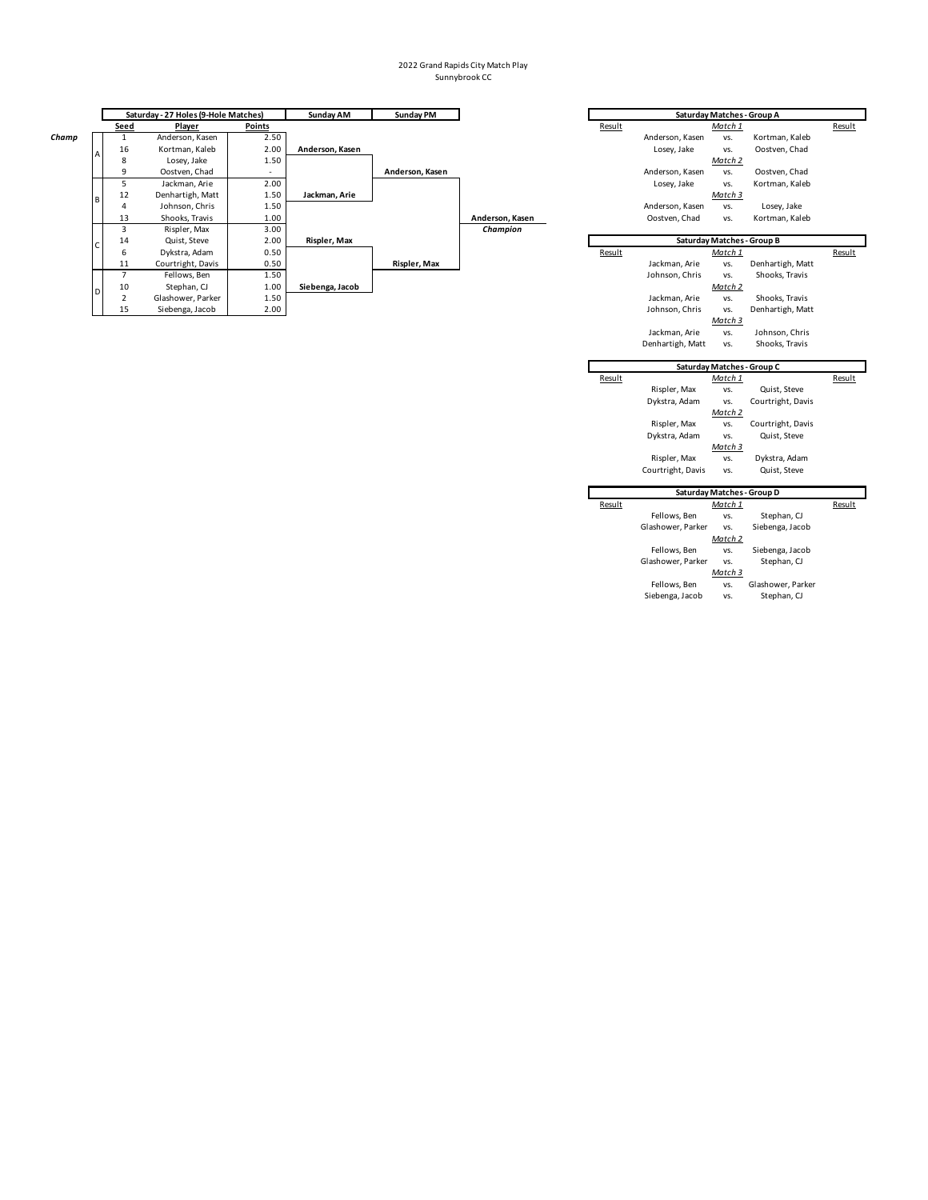2022 Grand Rapids City Match Play
Sunnybrook CC

| | Group | Seed | Player | Points | Sunday AM | Sunday PM | |
|---|---|---|---|---|---|---|---|
| | | **Saturday - 27 Holes (9-Hole Matches)** | | | | | |
| ***Champ*** | A | 1 | Anderson, Kasen | 2.50 | | | |
| | A | 16 | Kortman, Kaleb | 2.00 | **Anderson, Kasen** | | |
| | A | 8 | Losey, Jake | 1.50 | | | |
| | A | 9 | Oostven, Chad | - | | **Anderson, Kasen** | |
| | B | 5 | Jackman, Arie | 2.00 | | | |
| | B | 12 | Denhartigh, Matt | 1.50 | **Jackman, Arie** | | |
| | B | 4 | Johnson, Chris | 1.50 | | | |
| | B | 13 | Shooks, Travis | 1.00 | | | **Anderson, Kasen** |
| | C | 3 | Rispler, Max | 3.00 | | | ***Champion*** |
| | C | 14 | Quist, Steve | 2.00 | **Rispler, Max** | | |
| | C | 6 | Dykstra, Adam | 0.50 | | | |
| | C | 11 | Courtright, Davis | 0.50 | | **Rispler, Max** | |
| | D | 7 | Fellows, Ben | 1.50 | | | |
| | D | 10 | Stephan, CJ | 1.00 | **Siebenga, Jacob** | | |
| | D | 2 | Glashower, Parker | 1.50 | | | |
| | D | 15 | Siebenga, Jacob | 2.00 | | | |

**Saturday Matches - Group A**

| Result | | | | Result |
|---|---|---|---|---|
| | | *Match 1* | | |
| | Anderson, Kasen | vs. | Kortman, Kaleb | |
| | Losey, Jake | vs. | Oostven, Chad | |
| | | *Match 2* | | |
| | Anderson, Kasen | vs. | Oostven, Chad | |
| | Losey, Jake | vs. | Kortman, Kaleb | |
| | | *Match 3* | | |
| | Anderson, Kasen | vs. | Losey, Jake | |
| | Oostven, Chad | vs. | Kortman, Kaleb | |

**Saturday Matches - Group B**

| Result | | | | Result |
|---|---|---|---|---|
| | | *Match 1* | | |
| | Jackman, Arie | vs. | Denhartigh, Matt | |
| | Johnson, Chris | vs. | Shooks, Travis | |
| | | *Match 2* | | |
| | Jackman, Arie | vs. | Shooks, Travis | |
| | Johnson, Chris | vs. | Denhartigh, Matt | |
| | | *Match 3* | | |
| | Jackman, Arie | vs. | Johnson, Chris | |
| | Denhartigh, Matt | vs. | Shooks, Travis | |

**Saturday Matches - Group C**

| Result | | | | Result |
|---|---|---|---|---|
| | | *Match 1* | | |
| | Rispler, Max | vs. | Quist, Steve | |
| | Dykstra, Adam | vs. | Courtright, Davis | |
| | | *Match 2* | | |
| | Rispler, Max | vs. | Courtright, Davis | |
| | Dykstra, Adam | vs. | Quist, Steve | |
| | | *Match 3* | | |
| | Rispler, Max | vs. | Dykstra, Adam | |
| | Courtright, Davis | vs. | Quist, Steve | |

**Saturday Matches - Group D**

| Result | | | | Result |
|---|---|---|---|---|
| | | *Match 1* | | |
| | Fellows, Ben | vs. | Stephan, CJ | |
| | Glashower, Parker | vs. | Siebenga, Jacob | |
| | | *Match 2* | | |
| | Fellows, Ben | vs. | Siebenga, Jacob | |
| | Glashower, Parker | vs. | Stephan, CJ | |
| | | *Match 3* | | |
| | Fellows, Ben | vs. | Glashower, Parker | |
| | Siebenga, Jacob | vs. | Stephan, CJ | |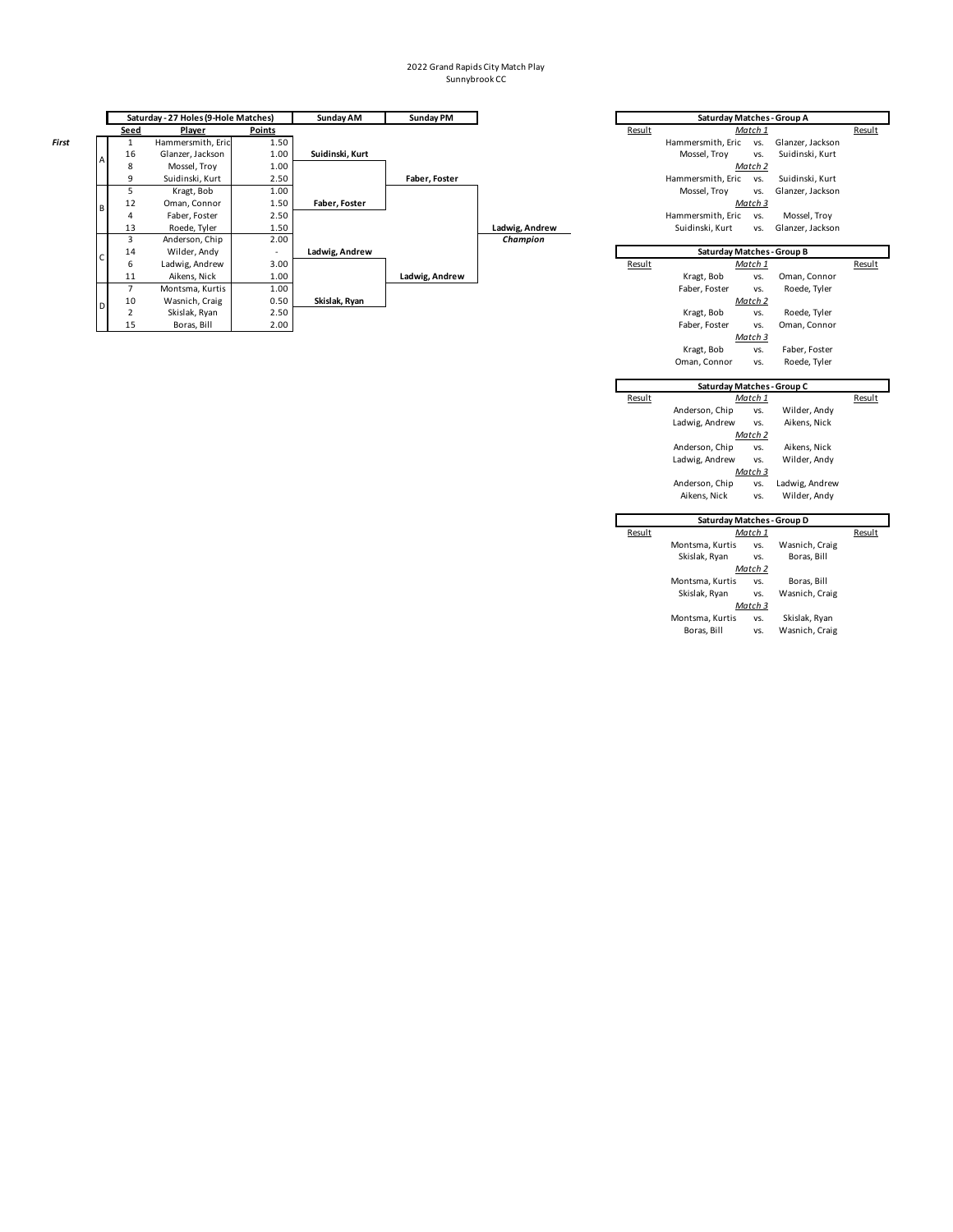2022 Grand Rapids City Match Play
Sunnybrook CC

| | Group | Seed | Player | Points | Sunday AM | Sunday PM | |
|---|---|---|---|---|---|---|---|
| | | **Saturday - 27 Holes (9-Hole Matches)** | | | **Sunday AM** | **Sunday PM** | |
| *First* | A | 1 | Hammersmith, Eric | 1.50 | | | |
| | A | 16 | Glanzer, Jackson | 1.00 | **Suidinski, Kurt** | | |
| | A | 8 | Mossel, Troy | 1.00 | | | |
| | A | 9 | Suidinski, Kurt | 2.50 | | **Faber, Foster** | |
| | B | 5 | Kragt, Bob | 1.00 | | | |
| | B | 12 | Oman, Connor | 1.50 | **Faber, Foster** | | |
| | B | 4 | Faber, Foster | 2.50 | | | |
| | B | 13 | Roede, Tyler | 1.50 | | | **Ladwig, Andrew** |
| | C | 3 | Anderson, Chip | 2.00 | | | ***Champion*** |
| | C | 14 | Wilder, Andy | - | **Ladwig, Andrew** | | |
| | C | 6 | Ladwig, Andrew | 3.00 | | | |
| | C | 11 | Aikens, Nick | 1.00 | | **Ladwig, Andrew** | |
| | D | 7 | Montsma, Kurtis | 1.00 | | | |
| | D | 10 | Wasnich, Craig | 0.50 | **Skislak, Ryan** | | |
| | D | 2 | Skislak, Ryan | 2.50 | | | |
| | D | 15 | Boras, Bill | 2.00 | | | |

**Saturday Matches - Group A**

| Result | | | | Result |
|---|---|---|---|---|
| | | *Match 1* | | |
| | Hammersmith, Eric | vs. | Glanzer, Jackson | |
| | Mossel, Troy | vs. | Suidinski, Kurt | |
| | | *Match 2* | | |
| | Hammersmith, Eric | vs. | Suidinski, Kurt | |
| | Mossel, Troy | vs. | Glanzer, Jackson | |
| | | *Match 3* | | |
| | Hammersmith, Eric | vs. | Mossel, Troy | |
| | Suidinski, Kurt | vs. | Glanzer, Jackson | |

**Saturday Matches - Group B**

| Result | | | | Result |
|---|---|---|---|---|
| | | *Match 1* | | |
| | Kragt, Bob | vs. | Oman, Connor | |
| | Faber, Foster | vs. | Roede, Tyler | |
| | | *Match 2* | | |
| | Kragt, Bob | vs. | Roede, Tyler | |
| | Faber, Foster | vs. | Oman, Connor | |
| | | *Match 3* | | |
| | Kragt, Bob | vs. | Faber, Foster | |
| | Oman, Connor | vs. | Roede, Tyler | |

**Saturday Matches - Group C**

| Result | | | | Result |
|---|---|---|---|---|
| | | *Match 1* | | |
| | Anderson, Chip | vs. | Wilder, Andy | |
| | Ladwig, Andrew | vs. | Aikens, Nick | |
| | | *Match 2* | | |
| | Anderson, Chip | vs. | Aikens, Nick | |
| | Ladwig, Andrew | vs. | Wilder, Andy | |
| | | *Match 3* | | |
| | Anderson, Chip | vs. | Ladwig, Andrew | |
| | Aikens, Nick | vs. | Wilder, Andy | |

**Saturday Matches - Group D**

| Result | | | | Result |
|---|---|---|---|---|
| | | *Match 1* | | |
| | Montsma, Kurtis | vs. | Wasnich, Craig | |
| | Skislak, Ryan | vs. | Boras, Bill | |
| | | *Match 2* | | |
| | Montsma, Kurtis | vs. | Boras, Bill | |
| | Skislak, Ryan | vs. | Wasnich, Craig | |
| | | *Match 3* | | |
| | Montsma, Kurtis | vs. | Skislak, Ryan | |
| | Boras, Bill | vs. | Wasnich, Craig | |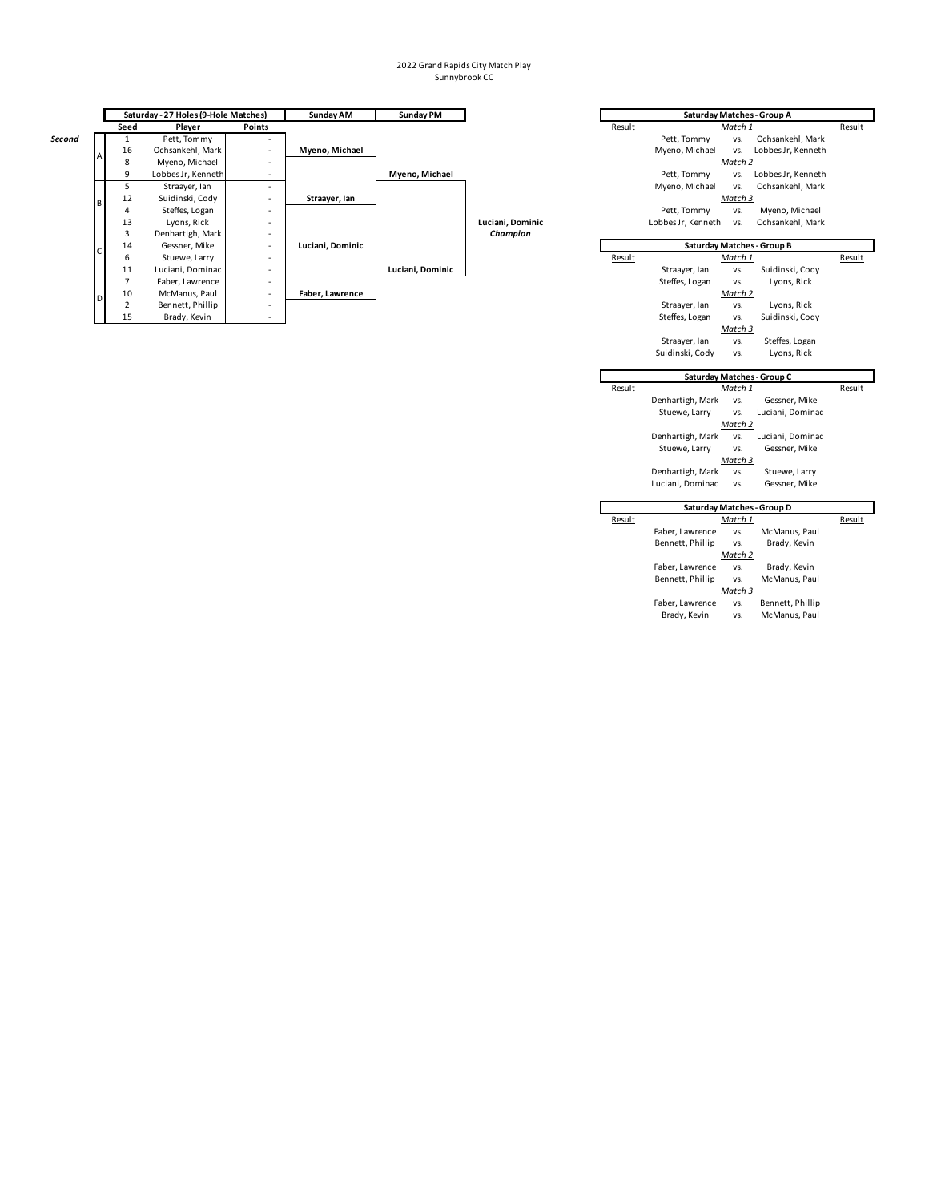2022 Grand Rapids City Match Play
Sunnybrook CC

| | Group | Seed | Player | Points | Sunday AM | Sunday PM | |
|---|---|---|---|---|---|---|---|
| | | **Saturday - 27 Holes (9-Hole Matches)** | | | **Sunday AM** | **Sunday PM** | |
| ***Second*** | A | 1 | Pett, Tommy | - | | | |
| | A | 16 | Ochsankehl, Mark | - | **Myeno, Michael** | | |
| | A | 8 | Myeno, Michael | - | | | |
| | A | 9 | Lobbes Jr, Kenneth | - | | **Myeno, Michael** | |
| | B | 5 | Straayer, Ian | - | | | |
| | B | 12 | Suidinski, Cody | - | **Straayer, Ian** | | |
| | B | 4 | Steffes, Logan | - | | | |
| | B | 13 | Lyons, Rick | - | | | **Luciani, Dominic** |
| | C | 3 | Denhartigh, Mark | - | | | ***Champion*** |
| | C | 14 | Gessner, Mike | - | **Luciani, Dominic** | | |
| | C | 6 | Stuewe, Larry | - | | | |
| | C | 11 | Luciani, Dominac | - | | **Luciani, Dominic** | |
| | D | 7 | Faber, Lawrence | - | | | |
| | D | 10 | McManus, Paul | - | **Faber, Lawrence** | | |
| | D | 2 | Bennett, Phillip | - | | | |
| | D | 15 | Brady, Kevin | - | | | |

**Saturday Matches - Group A**

| Result | | | | Result |
|---|---|---|---|---|
| | *Match 1* | | | |
| | Pett, Tommy | vs. | Ochsankehl, Mark | |
| | Myeno, Michael | vs. | Lobbes Jr, Kenneth | |
| | *Match 2* | | | |
| | Pett, Tommy | vs. | Lobbes Jr, Kenneth | |
| | Myeno, Michael | vs. | Ochsankehl, Mark | |
| | *Match 3* | | | |
| | Pett, Tommy | vs. | Myeno, Michael | |
| | Lobbes Jr, Kenneth | vs. | Ochsankehl, Mark | |

**Saturday Matches - Group B**

| Result | | | | Result |
|---|---|---|---|---|
| | *Match 1* | | | |
| | Straayer, Ian | vs. | Suidinski, Cody | |
| | Steffes, Logan | vs. | Lyons, Rick | |
| | *Match 2* | | | |
| | Straayer, Ian | vs. | Lyons, Rick | |
| | Steffes, Logan | vs. | Suidinski, Cody | |
| | *Match 3* | | | |
| | Straayer, Ian | vs. | Steffes, Logan | |
| | Suidinski, Cody | vs. | Lyons, Rick | |

**Saturday Matches - Group C**

| Result | | | | Result |
|---|---|---|---|---|
| | *Match 1* | | | |
| | Denhartigh, Mark | vs. | Gessner, Mike | |
| | Stuewe, Larry | vs. | Luciani, Dominac | |
| | *Match 2* | | | |
| | Denhartigh, Mark | vs. | Luciani, Dominac | |
| | Stuewe, Larry | vs. | Gessner, Mike | |
| | *Match 3* | | | |
| | Denhartigh, Mark | vs. | Stuewe, Larry | |
| | Luciani, Dominac | vs. | Gessner, Mike | |

**Saturday Matches - Group D**

| Result | | | | Result |
|---|---|---|---|---|
| | *Match 1* | | | |
| | Faber, Lawrence | vs. | McManus, Paul | |
| | Bennett, Phillip | vs. | Brady, Kevin | |
| | *Match 2* | | | |
| | Faber, Lawrence | vs. | Brady, Kevin | |
| | Bennett, Phillip | vs. | McManus, Paul | |
| | *Match 3* | | | |
| | Faber, Lawrence | vs. | Bennett, Phillip | |
| | Brady, Kevin | vs. | McManus, Paul | |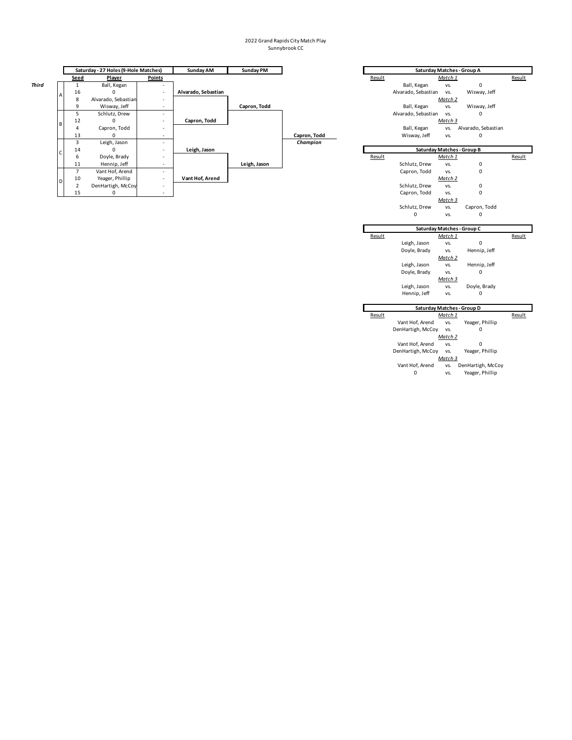2022 Grand Rapids City Match Play
Sunnybrook CC

| | | Saturday - 27 Holes (9-Hole Matches) | | | Sunday AM | Sunday PM | |
|---|---|---|---|---|---|---|---|
| | | **Seed** | **Player** | **Points** | | | |
| ***Third*** | A | 1 | Ball, Kegan | - | | | |
| | A | 16 | 0 | - | **Alvarado, Sebastian** | | |
| | A | 8 | Alvarado, Sebastian | - | | | |
| | A | 9 | Wisway, Jeff | - | | **Capron, Todd** | |
| | B | 5 | Schlutz, Drew | - | | | |
| | B | 12 | 0 | - | **Capron, Todd** | | |
| | B | 4 | Capron, Todd | - | | | |
| | B | 13 | 0 | - | | | **Capron, Todd** |
| | C | 3 | Leigh, Jason | - | | | ***Champion*** |
| | C | 14 | 0 | - | **Leigh, Jason** | | |
| | C | 6 | Doyle, Brady | - | | | |
| | C | 11 | Hennip, Jeff | - | | **Leigh, Jason** | |
| | D | 7 | Vant Hof, Arend | - | | | |
| | D | 10 | Yeager, Phillip | - | **Vant Hof, Arend** | | |
| | D | 2 | DenHartigh, McCoy | - | | | |
| | D | 15 | 0 | - | | | |

**Saturday Matches - Group A**

| Result | | | | Result |
|---|---|---|---|---|
| | | *Match 1* | | |
| | Ball, Kegan | vs. | 0 | |
| | Alvarado, Sebastian | vs. | Wisway, Jeff | |
| | | *Match 2* | | |
| | Ball, Kegan | vs. | Wisway, Jeff | |
| | Alvarado, Sebastian | vs. | 0 | |
| | | *Match 3* | | |
| | Ball, Kegan | vs. | Alvarado, Sebastian | |
| | Wisway, Jeff | vs. | 0 | |

**Saturday Matches - Group B**

| Result | | | | Result |
|---|---|---|---|---|
| | | *Match 1* | | |
| | Schlutz, Drew | vs. | 0 | |
| | Capron, Todd | vs. | 0 | |
| | | *Match 2* | | |
| | Schlutz, Drew | vs. | 0 | |
| | Capron, Todd | vs. | 0 | |
| | | *Match 3* | | |
| | Schlutz, Drew | vs. | Capron, Todd | |
| | 0 | vs. | 0 | |

**Saturday Matches - Group C**

| Result | | | | Result |
|---|---|---|---|---|
| | | *Match 1* | | |
| | Leigh, Jason | vs. | 0 | |
| | Doyle, Brady | vs. | Hennip, Jeff | |
| | | *Match 2* | | |
| | Leigh, Jason | vs. | Hennip, Jeff | |
| | Doyle, Brady | vs. | 0 | |
| | | *Match 3* | | |
| | Leigh, Jason | vs. | Doyle, Brady | |
| | Hennip, Jeff | vs. | 0 | |

**Saturday Matches - Group D**

| Result | | | | Result |
|---|---|---|---|---|
| | | *Match 1* | | |
| | Vant Hof, Arend | vs. | Yeager, Phillip | |
| | DenHartigh, McCoy | vs. | 0 | |
| | | *Match 2* | | |
| | Vant Hof, Arend | vs. | 0 | |
| | DenHartigh, McCoy | vs. | Yeager, Phillip | |
| | | *Match 3* | | |
| | Vant Hof, Arend | vs. | DenHartigh, McCoy | |
| | 0 | vs. | Yeager, Phillip | |